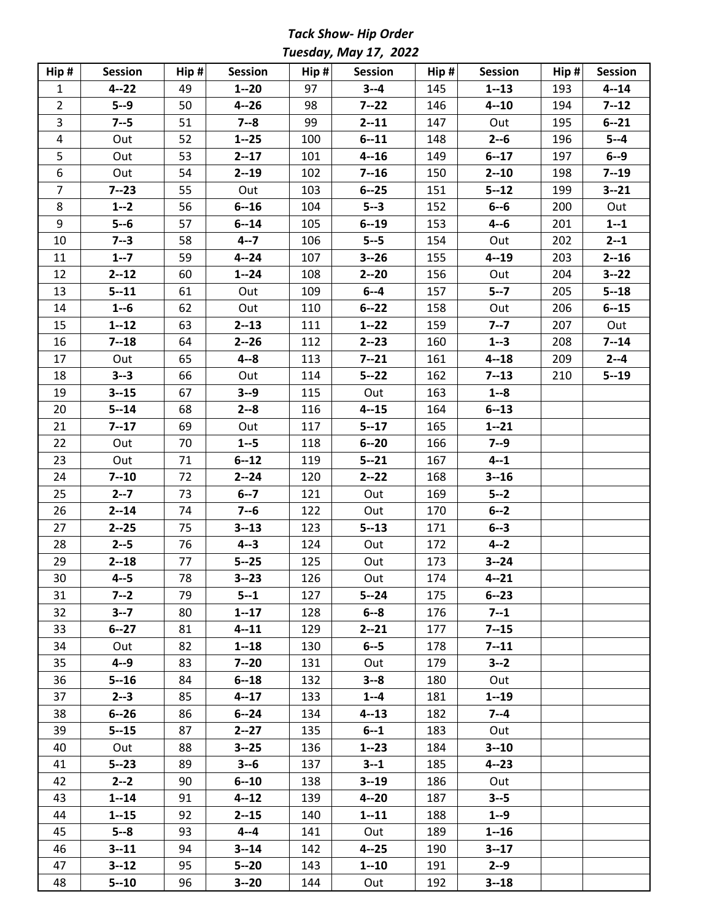***Tack Show- Hip Order***

***Tuesday, May 17, 2022***

| Hip # | Session | Hip # | Session | Hip # | Session | Hip # | Session | Hip # | Session |
|---|---|---|---|---|---|---|---|---|---|
| 1 | **4--22** | 49 | **1--20** | 97 | **3--4** | 145 | **1--13** | 193 | **4--14** |
| 2 | **5--9** | 50 | **4--26** | 98 | **7--22** | 146 | **4--10** | 194 | **7--12** |
| 3 | **7--5** | 51 | **7--8** | 99 | **2--11** | 147 | Out | 195 | **6--21** |
| 4 | Out | 52 | **1--25** | 100 | **6--11** | 148 | **2--6** | 196 | **5--4** |
| 5 | Out | 53 | **2--17** | 101 | **4--16** | 149 | **6--17** | 197 | **6--9** |
| 6 | Out | 54 | **2--19** | 102 | **7--16** | 150 | **2--10** | 198 | **7--19** |
| 7 | **7--23** | 55 | Out | 103 | **6--25** | 151 | **5--12** | 199 | **3--21** |
| 8 | **1--2** | 56 | **6--16** | 104 | **5--3** | 152 | **6--6** | 200 | Out |
| 9 | **5--6** | 57 | **6--14** | 105 | **6--19** | 153 | **4--6** | 201 | **1--1** |
| 10 | **7--3** | 58 | **4--7** | 106 | **5--5** | 154 | Out | 202 | **2--1** |
| 11 | **1--7** | 59 | **4--24** | 107 | **3--26** | 155 | **4--19** | 203 | **2--16** |
| 12 | **2--12** | 60 | **1--24** | 108 | **2--20** | 156 | Out | 204 | **3--22** |
| 13 | **5--11** | 61 | Out | 109 | **6--4** | 157 | **5--7** | 205 | **5--18** |
| 14 | **1--6** | 62 | Out | 110 | **6--22** | 158 | Out | 206 | **6--15** |
| 15 | **1--12** | 63 | **2--13** | 111 | **1--22** | 159 | **7--7** | 207 | Out |
| 16 | **7--18** | 64 | **2--26** | 112 | **2--23** | 160 | **1--3** | 208 | **7--14** |
| 17 | Out | 65 | **4--8** | 113 | **7--21** | 161 | **4--18** | 209 | **2--4** |
| 18 | **3--3** | 66 | Out | 114 | **5--22** | 162 | **7--13** | 210 | **5--19** |
| 19 | **3--15** | 67 | **3--9** | 115 | Out | 163 | **1--8** | | |
| 20 | **5--14** | 68 | **2--8** | 116 | **4--15** | 164 | **6--13** | | |
| 21 | **7--17** | 69 | Out | 117 | **5--17** | 165 | **1--21** | | |
| 22 | Out | 70 | **1--5** | 118 | **6--20** | 166 | **7--9** | | |
| 23 | Out | 71 | **6--12** | 119 | **5--21** | 167 | **4--1** | | |
| 24 | **7--10** | 72 | **2--24** | 120 | **2--22** | 168 | **3--16** | | |
| 25 | **2--7** | 73 | **6--7** | 121 | Out | 169 | **5--2** | | |
| 26 | **2--14** | 74 | **7--6** | 122 | Out | 170 | **6--2** | | |
| 27 | **2--25** | 75 | **3--13** | 123 | **5--13** | 171 | **6--3** | | |
| 28 | **2--5** | 76 | **4--3** | 124 | Out | 172 | **4--2** | | |
| 29 | **2--18** | 77 | **5--25** | 125 | Out | 173 | **3--24** | | |
| 30 | **4--5** | 78 | **3--23** | 126 | Out | 174 | **4--21** | | |
| 31 | **7--2** | 79 | **5--1** | 127 | **5--24** | 175 | **6--23** | | |
| 32 | **3--7** | 80 | **1--17** | 128 | **6--8** | 176 | **7--1** | | |
| 33 | **6--27** | 81 | **4--11** | 129 | **2--21** | 177 | **7--15** | | |
| 34 | Out | 82 | **1--18** | 130 | **6--5** | 178 | **7--11** | | |
| 35 | **4--9** | 83 | **7--20** | 131 | Out | 179 | **3--2** | | |
| 36 | **5--16** | 84 | **6--18** | 132 | **3--8** | 180 | Out | | |
| 37 | **2--3** | 85 | **4--17** | 133 | **1--4** | 181 | **1--19** | | |
| 38 | **6--26** | 86 | **6--24** | 134 | **4--13** | 182 | **7--4** | | |
| 39 | **5--15** | 87 | **2--27** | 135 | **6--1** | 183 | Out | | |
| 40 | Out | 88 | **3--25** | 136 | **1--23** | 184 | **3--10** | | |
| 41 | **5--23** | 89 | **3--6** | 137 | **3--1** | 185 | **4--23** | | |
| 42 | **2--2** | 90 | **6--10** | 138 | **3--19** | 186 | Out | | |
| 43 | **1--14** | 91 | **4--12** | 139 | **4--20** | 187 | **3--5** | | |
| 44 | **1--15** | 92 | **2--15** | 140 | **1--11** | 188 | **1--9** | | |
| 45 | **5--8** | 93 | **4--4** | 141 | Out | 189 | **1--16** | | |
| 46 | **3--11** | 94 | **3--14** | 142 | **4--25** | 190 | **3--17** | | |
| 47 | **3--12** | 95 | **5--20** | 143 | **1--10** | 191 | **2--9** | | |
| 48 | **5--10** | 96 | **3--20** | 144 | Out | 192 | **3--18** | | |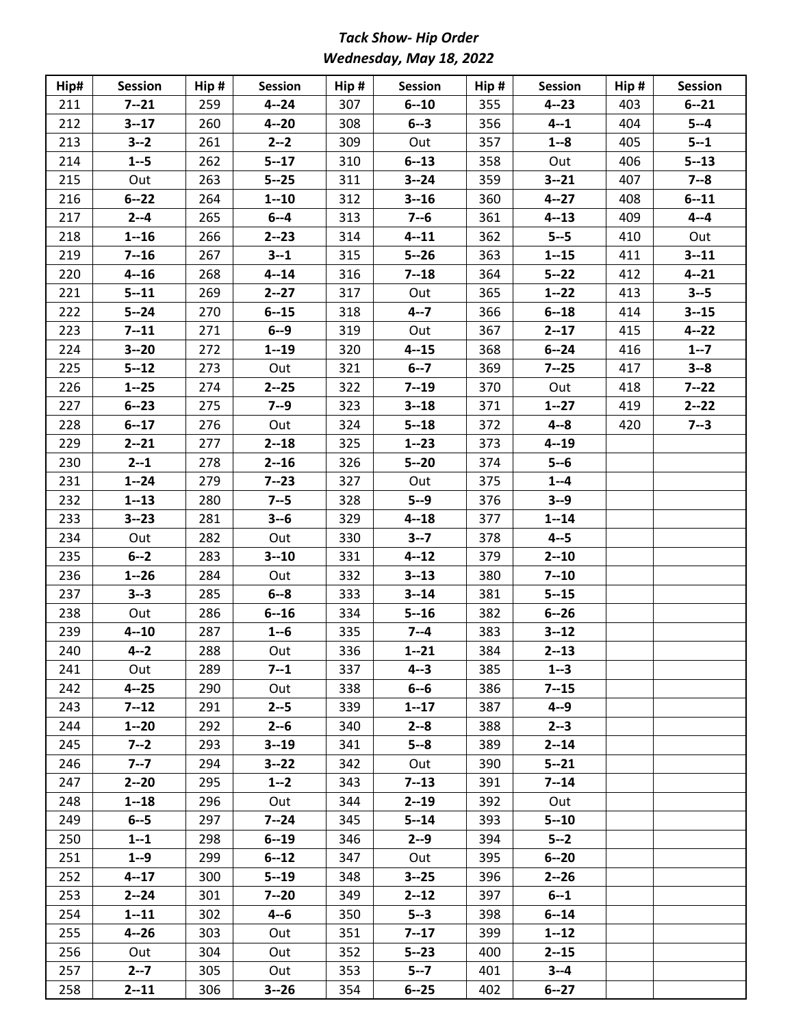# *Tack Show- Hip Order*

## *Wednesday, May 18, 2022*

| Hip# | Session | Hip # | Session | Hip # | Session | Hip # | Session | Hip # | Session |
|---|---|---|---|---|---|---|---|---|---|
| 211 | **7--21** | 259 | **4--24** | 307 | **6--10** | 355 | **4--23** | 403 | **6--21** |
| 212 | **3--17** | 260 | **4--20** | 308 | **6--3** | 356 | **4--1** | 404 | **5--4** |
| 213 | **3--2** | 261 | **2--2** | 309 | Out | 357 | **1--8** | 405 | **5--1** |
| 214 | **1--5** | 262 | **5--17** | 310 | **6--13** | 358 | Out | 406 | **5--13** |
| 215 | Out | 263 | **5--25** | 311 | **3--24** | 359 | **3--21** | 407 | **7--8** |
| 216 | **6--22** | 264 | **1--10** | 312 | **3--16** | 360 | **4--27** | 408 | **6--11** |
| 217 | **2--4** | 265 | **6--4** | 313 | **7--6** | 361 | **4--13** | 409 | **4--4** |
| 218 | **1--16** | 266 | **2--23** | 314 | **4--11** | 362 | **5--5** | 410 | Out |
| 219 | **7--16** | 267 | **3--1** | 315 | **5--26** | 363 | **1--15** | 411 | **3--11** |
| 220 | **4--16** | 268 | **4--14** | 316 | **7--18** | 364 | **5--22** | 412 | **4--21** |
| 221 | **5--11** | 269 | **2--27** | 317 | Out | 365 | **1--22** | 413 | **3--5** |
| 222 | **5--24** | 270 | **6--15** | 318 | **4--7** | 366 | **6--18** | 414 | **3--15** |
| 223 | **7--11** | 271 | **6--9** | 319 | Out | 367 | **2--17** | 415 | **4--22** |
| 224 | **3--20** | 272 | **1--19** | 320 | **4--15** | 368 | **6--24** | 416 | **1--7** |
| 225 | **5--12** | 273 | Out | 321 | **6--7** | 369 | **7--25** | 417 | **3--8** |
| 226 | **1--25** | 274 | **2--25** | 322 | **7--19** | 370 | Out | 418 | **7--22** |
| 227 | **6--23** | 275 | **7--9** | 323 | **3--18** | 371 | **1--27** | 419 | **2--22** |
| 228 | **6--17** | 276 | Out | 324 | **5--18** | 372 | **4--8** | 420 | **7--3** |
| 229 | **2--21** | 277 | **2--18** | 325 | **1--23** | 373 | **4--19** | | |
| 230 | **2--1** | 278 | **2--16** | 326 | **5--20** | 374 | **5--6** | | |
| 231 | **1--24** | 279 | **7--23** | 327 | Out | 375 | **1--4** | | |
| 232 | **1--13** | 280 | **7--5** | 328 | **5--9** | 376 | **3--9** | | |
| 233 | **3--23** | 281 | **3--6** | 329 | **4--18** | 377 | **1--14** | | |
| 234 | Out | 282 | Out | 330 | **3--7** | 378 | **4--5** | | |
| 235 | **6--2** | 283 | **3--10** | 331 | **4--12** | 379 | **2--10** | | |
| 236 | **1--26** | 284 | Out | 332 | **3--13** | 380 | **7--10** | | |
| 237 | **3--3** | 285 | **6--8** | 333 | **3--14** | 381 | **5--15** | | |
| 238 | Out | 286 | **6--16** | 334 | **5--16** | 382 | **6--26** | | |
| 239 | **4--10** | 287 | **1--6** | 335 | **7--4** | 383 | **3--12** | | |
| 240 | **4--2** | 288 | Out | 336 | **1--21** | 384 | **2--13** | | |
| 241 | Out | 289 | **7--1** | 337 | **4--3** | 385 | **1--3** | | |
| 242 | **4--25** | 290 | Out | 338 | **6--6** | 386 | **7--15** | | |
| 243 | **7--12** | 291 | **2--5** | 339 | **1--17** | 387 | **4--9** | | |
| 244 | **1--20** | 292 | **2--6** | 340 | **2--8** | 388 | **2--3** | | |
| 245 | **7--2** | 293 | **3--19** | 341 | **5--8** | 389 | **2--14** | | |
| 246 | **7--7** | 294 | **3--22** | 342 | Out | 390 | **5--21** | | |
| 247 | **2--20** | 295 | **1--2** | 343 | **7--13** | 391 | **7--14** | | |
| 248 | **1--18** | 296 | Out | 344 | **2--19** | 392 | Out | | |
| 249 | **6--5** | 297 | **7--24** | 345 | **5--14** | 393 | **5--10** | | |
| 250 | **1--1** | 298 | **6--19** | 346 | **2--9** | 394 | **5--2** | | |
| 251 | **1--9** | 299 | **6--12** | 347 | Out | 395 | **6--20** | | |
| 252 | **4--17** | 300 | **5--19** | 348 | **3--25** | 396 | **2--26** | | |
| 253 | **2--24** | 301 | **7--20** | 349 | **2--12** | 397 | **6--1** | | |
| 254 | **1--11** | 302 | **4--6** | 350 | **5--3** | 398 | **6--14** | | |
| 255 | **4--26** | 303 | Out | 351 | **7--17** | 399 | **1--12** | | |
| 256 | Out | 304 | Out | 352 | **5--23** | 400 | **2--15** | | |
| 257 | **2--7** | 305 | Out | 353 | **5--7** | 401 | **3--4** | | |
| 258 | **2--11** | 306 | **3--26** | 354 | **6--25** | 402 | **6--27** | | |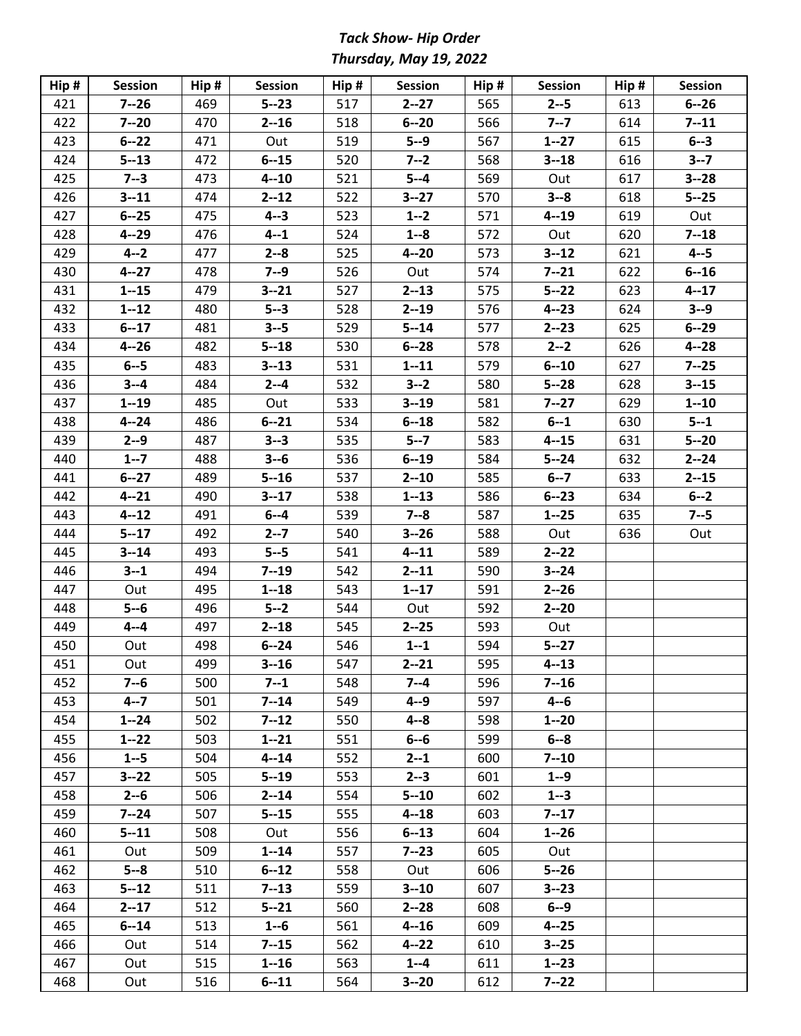# *Tack Show- Hip Order*
## *Thursday, May 19, 2022*

| Hip # | Session | Hip # | Session | Hip # | Session | Hip # | Session | Hip # | Session |
|---|---|---|---|---|---|---|---|---|---|
| 421 | **7--26** | 469 | **5--23** | 517 | **2--27** | 565 | **2--5** | 613 | **6--26** |
| 422 | **7--20** | 470 | **2--16** | 518 | **6--20** | 566 | **7--7** | 614 | **7--11** |
| 423 | **6--22** | 471 | Out | 519 | **5--9** | 567 | **1--27** | 615 | **6--3** |
| 424 | **5--13** | 472 | **6--15** | 520 | **7--2** | 568 | **3--18** | 616 | **3--7** |
| 425 | **7--3** | 473 | **4--10** | 521 | **5--4** | 569 | Out | 617 | **3--28** |
| 426 | **3--11** | 474 | **2--12** | 522 | **3--27** | 570 | **3--8** | 618 | **5--25** |
| 427 | **6--25** | 475 | **4--3** | 523 | **1--2** | 571 | **4--19** | 619 | Out |
| 428 | **4--29** | 476 | **4--1** | 524 | **1--8** | 572 | Out | 620 | **7--18** |
| 429 | **4--2** | 477 | **2--8** | 525 | **4--20** | 573 | **3--12** | 621 | **4--5** |
| 430 | **4--27** | 478 | **7--9** | 526 | Out | 574 | **7--21** | 622 | **6--16** |
| 431 | **1--15** | 479 | **3--21** | 527 | **2--13** | 575 | **5--22** | 623 | **4--17** |
| 432 | **1--12** | 480 | **5--3** | 528 | **2--19** | 576 | **4--23** | 624 | **3--9** |
| 433 | **6--17** | 481 | **3--5** | 529 | **5--14** | 577 | **2--23** | 625 | **6--29** |
| 434 | **4--26** | 482 | **5--18** | 530 | **6--28** | 578 | **2--2** | 626 | **4--28** |
| 435 | **6--5** | 483 | **3--13** | 531 | **1--11** | 579 | **6--10** | 627 | **7--25** |
| 436 | **3--4** | 484 | **2--4** | 532 | **3--2** | 580 | **5--28** | 628 | **3--15** |
| 437 | **1--19** | 485 | Out | 533 | **3--19** | 581 | **7--27** | 629 | **1--10** |
| 438 | **4--24** | 486 | **6--21** | 534 | **6--18** | 582 | **6--1** | 630 | **5--1** |
| 439 | **2--9** | 487 | **3--3** | 535 | **5--7** | 583 | **4--15** | 631 | **5--20** |
| 440 | **1--7** | 488 | **3--6** | 536 | **6--19** | 584 | **5--24** | 632 | **2--24** |
| 441 | **6--27** | 489 | **5--16** | 537 | **2--10** | 585 | **6--7** | 633 | **2--15** |
| 442 | **4--21** | 490 | **3--17** | 538 | **1--13** | 586 | **6--23** | 634 | **6--2** |
| 443 | **4--12** | 491 | **6--4** | 539 | **7--8** | 587 | **1--25** | 635 | **7--5** |
| 444 | **5--17** | 492 | **2--7** | 540 | **3--26** | 588 | Out | 636 | Out |
| 445 | **3--14** | 493 | **5--5** | 541 | **4--11** | 589 | **2--22** | | |
| 446 | **3--1** | 494 | **7--19** | 542 | **2--11** | 590 | **3--24** | | |
| 447 | Out | 495 | **1--18** | 543 | **1--17** | 591 | **2--26** | | |
| 448 | **5--6** | 496 | **5--2** | 544 | Out | 592 | **2--20** | | |
| 449 | **4--4** | 497 | **2--18** | 545 | **2--25** | 593 | Out | | |
| 450 | Out | 498 | **6--24** | 546 | **1--1** | 594 | **5--27** | | |
| 451 | Out | 499 | **3--16** | 547 | **2--21** | 595 | **4--13** | | |
| 452 | **7--6** | 500 | **7--1** | 548 | **7--4** | 596 | **7--16** | | |
| 453 | **4--7** | 501 | **7--14** | 549 | **4--9** | 597 | **4--6** | | |
| 454 | **1--24** | 502 | **7--12** | 550 | **4--8** | 598 | **1--20** | | |
| 455 | **1--22** | 503 | **1--21** | 551 | **6--6** | 599 | **6--8** | | |
| 456 | **1--5** | 504 | **4--14** | 552 | **2--1** | 600 | **7--10** | | |
| 457 | **3--22** | 505 | **5--19** | 553 | **2--3** | 601 | **1--9** | | |
| 458 | **2--6** | 506 | **2--14** | 554 | **5--10** | 602 | **1--3** | | |
| 459 | **7--24** | 507 | **5--15** | 555 | **4--18** | 603 | **7--17** | | |
| 460 | **5--11** | 508 | Out | 556 | **6--13** | 604 | **1--26** | | |
| 461 | Out | 509 | **1--14** | 557 | **7--23** | 605 | Out | | |
| 462 | **5--8** | 510 | **6--12** | 558 | Out | 606 | **5--26** | | |
| 463 | **5--12** | 511 | **7--13** | 559 | **3--10** | 607 | **3--23** | | |
| 464 | **2--17** | 512 | **5--21** | 560 | **2--28** | 608 | **6--9** | | |
| 465 | **6--14** | 513 | **1--6** | 561 | **4--16** | 609 | **4--25** | | |
| 466 | Out | 514 | **7--15** | 562 | **4--22** | 610 | **3--25** | | |
| 467 | Out | 515 | **1--16** | 563 | **1--4** | 611 | **1--23** | | |
| 468 | Out | 516 | **6--11** | 564 | **3--20** | 612 | **7--22** | | |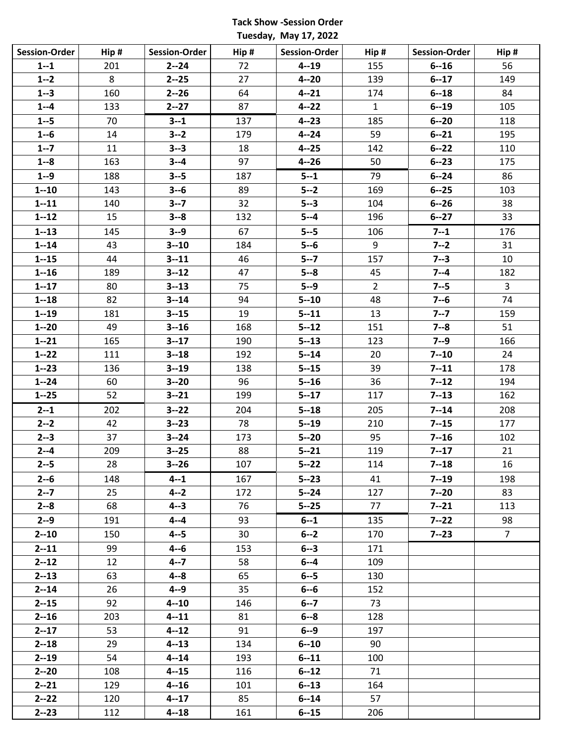**Tack Show -Session Order**

**Tuesday, May 17, 2022**

| Session-Order | Hip # | Session-Order | Hip # | Session-Order | Hip # | Session-Order | Hip # |
|---|---|---|---|---|---|---|---|
| **1--1** | 201 | **2--24** | 72 | **4--19** | 155 | **6--16** | 56 |
| **1--2** | 8 | **2--25** | 27 | **4--20** | 139 | **6--17** | 149 |
| **1--3** | 160 | **2--26** | 64 | **4--21** | 174 | **6--18** | 84 |
| **1--4** | 133 | **2--27** | 87 | **4--22** | 1 | **6--19** | 105 |
| **1--5** | 70 | **3--1** | 137 | **4--23** | 185 | **6--20** | 118 |
| **1--6** | 14 | **3--2** | 179 | **4--24** | 59 | **6--21** | 195 |
| **1--7** | 11 | **3--3** | 18 | **4--25** | 142 | **6--22** | 110 |
| **1--8** | 163 | **3--4** | 97 | **4--26** | 50 | **6--23** | 175 |
| **1--9** | 188 | **3--5** | 187 | **5--1** | 79 | **6--24** | 86 |
| **1--10** | 143 | **3--6** | 89 | **5--2** | 169 | **6--25** | 103 |
| **1--11** | 140 | **3--7** | 32 | **5--3** | 104 | **6--26** | 38 |
| **1--12** | 15 | **3--8** | 132 | **5--4** | 196 | **6--27** | 33 |
| **1--13** | 145 | **3--9** | 67 | **5--5** | 106 | **7--1** | 176 |
| **1--14** | 43 | **3--10** | 184 | **5--6** | 9 | **7--2** | 31 |
| **1--15** | 44 | **3--11** | 46 | **5--7** | 157 | **7--3** | 10 |
| **1--16** | 189 | **3--12** | 47 | **5--8** | 45 | **7--4** | 182 |
| **1--17** | 80 | **3--13** | 75 | **5--9** | 2 | **7--5** | 3 |
| **1--18** | 82 | **3--14** | 94 | **5--10** | 48 | **7--6** | 74 |
| **1--19** | 181 | **3--15** | 19 | **5--11** | 13 | **7--7** | 159 |
| **1--20** | 49 | **3--16** | 168 | **5--12** | 151 | **7--8** | 51 |
| **1--21** | 165 | **3--17** | 190 | **5--13** | 123 | **7--9** | 166 |
| **1--22** | 111 | **3--18** | 192 | **5--14** | 20 | **7--10** | 24 |
| **1--23** | 136 | **3--19** | 138 | **5--15** | 39 | **7--11** | 178 |
| **1--24** | 60 | **3--20** | 96 | **5--16** | 36 | **7--12** | 194 |
| **1--25** | 52 | **3--21** | 199 | **5--17** | 117 | **7--13** | 162 |
| **2--1** | 202 | **3--22** | 204 | **5--18** | 205 | **7--14** | 208 |
| **2--2** | 42 | **3--23** | 78 | **5--19** | 210 | **7--15** | 177 |
| **2--3** | 37 | **3--24** | 173 | **5--20** | 95 | **7--16** | 102 |
| **2--4** | 209 | **3--25** | 88 | **5--21** | 119 | **7--17** | 21 |
| **2--5** | 28 | **3--26** | 107 | **5--22** | 114 | **7--18** | 16 |
| **2--6** | 148 | **4--1** | 167 | **5--23** | 41 | **7--19** | 198 |
| **2--7** | 25 | **4--2** | 172 | **5--24** | 127 | **7--20** | 83 |
| **2--8** | 68 | **4--3** | 76 | **5--25** | 77 | **7--21** | 113 |
| **2--9** | 191 | **4--4** | 93 | **6--1** | 135 | **7--22** | 98 |
| **2--10** | 150 | **4--5** | 30 | **6--2** | 170 | **7--23** | 7 |
| **2--11** | 99 | **4--6** | 153 | **6--3** | 171 | | |
| **2--12** | 12 | **4--7** | 58 | **6--4** | 109 | | |
| **2--13** | 63 | **4--8** | 65 | **6--5** | 130 | | |
| **2--14** | 26 | **4--9** | 35 | **6--6** | 152 | | |
| **2--15** | 92 | **4--10** | 146 | **6--7** | 73 | | |
| **2--16** | 203 | **4--11** | 81 | **6--8** | 128 | | |
| **2--17** | 53 | **4--12** | 91 | **6--9** | 197 | | |
| **2--18** | 29 | **4--13** | 134 | **6--10** | 90 | | |
| **2--19** | 54 | **4--14** | 193 | **6--11** | 100 | | |
| **2--20** | 108 | **4--15** | 116 | **6--12** | 71 | | |
| **2--21** | 129 | **4--16** | 101 | **6--13** | 164 | | |
| **2--22** | 120 | **4--17** | 85 | **6--14** | 57 | | |
| **2--23** | 112 | **4--18** | 161 | **6--15** | 206 | | |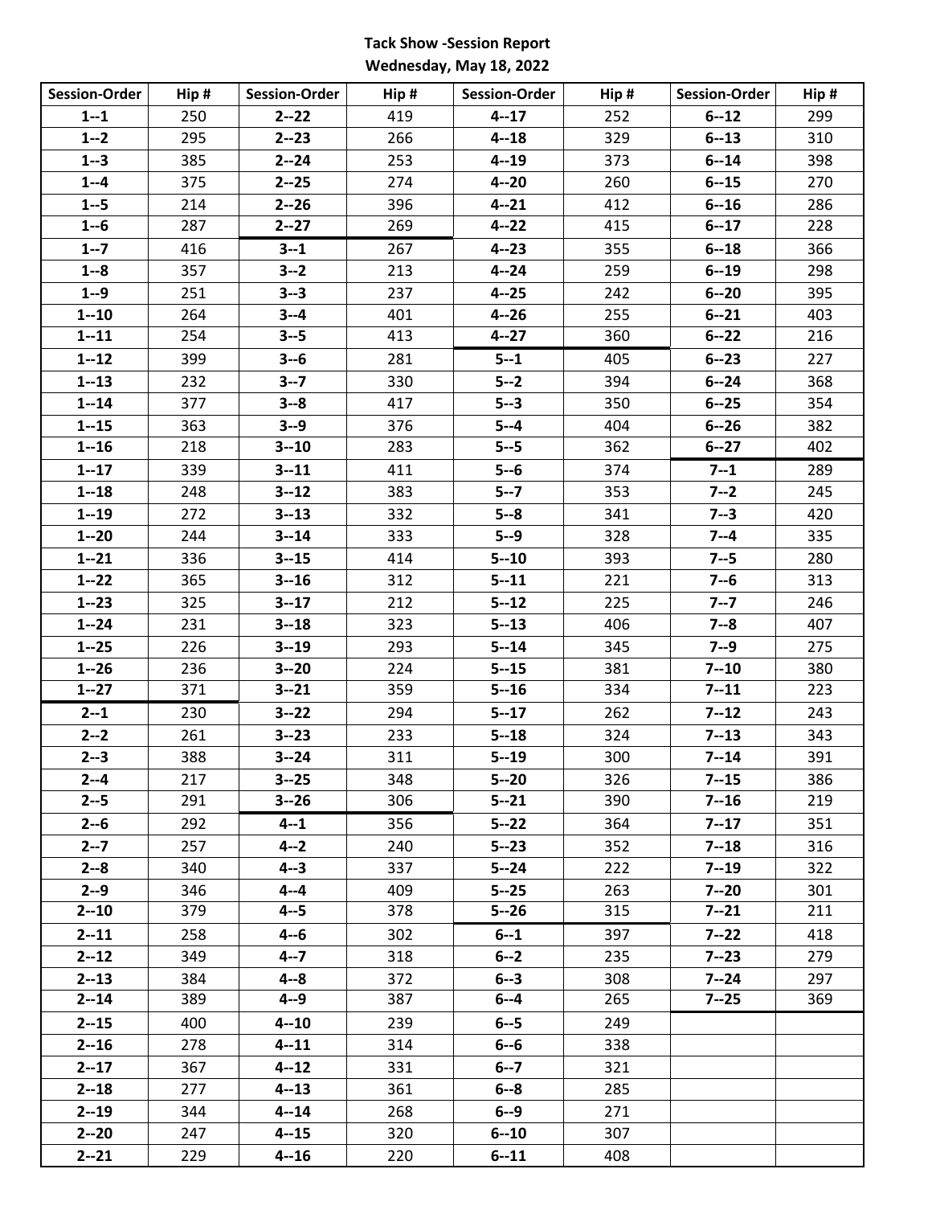**Tack Show -Session Report**
**Wednesday, May 18, 2022**

| Session-Order | Hip # | Session-Order | Hip # | Session-Order | Hip # | Session-Order | Hip # |
|---|---|---|---|---|---|---|---|
| **1--1** | 250 | **2--22** | 419 | **4--17** | 252 | **6--12** | 299 |
| **1--2** | 295 | **2--23** | 266 | **4--18** | 329 | **6--13** | 310 |
| **1--3** | 385 | **2--24** | 253 | **4--19** | 373 | **6--14** | 398 |
| **1--4** | 375 | **2--25** | 274 | **4--20** | 260 | **6--15** | 270 |
| **1--5** | 214 | **2--26** | 396 | **4--21** | 412 | **6--16** | 286 |
| **1--6** | 287 | **2--27** | 269 | **4--22** | 415 | **6--17** | 228 |
| **1--7** | 416 | **3--1** | 267 | **4--23** | 355 | **6--18** | 366 |
| **1--8** | 357 | **3--2** | 213 | **4--24** | 259 | **6--19** | 298 |
| **1--9** | 251 | **3--3** | 237 | **4--25** | 242 | **6--20** | 395 |
| **1--10** | 264 | **3--4** | 401 | **4--26** | 255 | **6--21** | 403 |
| **1--11** | 254 | **3--5** | 413 | **4--27** | 360 | **6--22** | 216 |
| **1--12** | 399 | **3--6** | 281 | **5--1** | 405 | **6--23** | 227 |
| **1--13** | 232 | **3--7** | 330 | **5--2** | 394 | **6--24** | 368 |
| **1--14** | 377 | **3--8** | 417 | **5--3** | 350 | **6--25** | 354 |
| **1--15** | 363 | **3--9** | 376 | **5--4** | 404 | **6--26** | 382 |
| **1--16** | 218 | **3--10** | 283 | **5--5** | 362 | **6--27** | 402 |
| **1--17** | 339 | **3--11** | 411 | **5--6** | 374 | **7--1** | 289 |
| **1--18** | 248 | **3--12** | 383 | **5--7** | 353 | **7--2** | 245 |
| **1--19** | 272 | **3--13** | 332 | **5--8** | 341 | **7--3** | 420 |
| **1--20** | 244 | **3--14** | 333 | **5--9** | 328 | **7--4** | 335 |
| **1--21** | 336 | **3--15** | 414 | **5--10** | 393 | **7--5** | 280 |
| **1--22** | 365 | **3--16** | 312 | **5--11** | 221 | **7--6** | 313 |
| **1--23** | 325 | **3--17** | 212 | **5--12** | 225 | **7--7** | 246 |
| **1--24** | 231 | **3--18** | 323 | **5--13** | 406 | **7--8** | 407 |
| **1--25** | 226 | **3--19** | 293 | **5--14** | 345 | **7--9** | 275 |
| **1--26** | 236 | **3--20** | 224 | **5--15** | 381 | **7--10** | 380 |
| **1--27** | 371 | **3--21** | 359 | **5--16** | 334 | **7--11** | 223 |
| **2--1** | 230 | **3--22** | 294 | **5--17** | 262 | **7--12** | 243 |
| **2--2** | 261 | **3--23** | 233 | **5--18** | 324 | **7--13** | 343 |
| **2--3** | 388 | **3--24** | 311 | **5--19** | 300 | **7--14** | 391 |
| **2--4** | 217 | **3--25** | 348 | **5--20** | 326 | **7--15** | 386 |
| **2--5** | 291 | **3--26** | 306 | **5--21** | 390 | **7--16** | 219 |
| **2--6** | 292 | **4--1** | 356 | **5--22** | 364 | **7--17** | 351 |
| **2--7** | 257 | **4--2** | 240 | **5--23** | 352 | **7--18** | 316 |
| **2--8** | 340 | **4--3** | 337 | **5--24** | 222 | **7--19** | 322 |
| **2--9** | 346 | **4--4** | 409 | **5--25** | 263 | **7--20** | 301 |
| **2--10** | 379 | **4--5** | 378 | **5--26** | 315 | **7--21** | 211 |
| **2--11** | 258 | **4--6** | 302 | **6--1** | 397 | **7--22** | 418 |
| **2--12** | 349 | **4--7** | 318 | **6--2** | 235 | **7--23** | 279 |
| **2--13** | 384 | **4--8** | 372 | **6--3** | 308 | **7--24** | 297 |
| **2--14** | 389 | **4--9** | 387 | **6--4** | 265 | **7--25** | 369 |
| **2--15** | 400 | **4--10** | 239 | **6--5** | 249 | | |
| **2--16** | 278 | **4--11** | 314 | **6--6** | 338 | | |
| **2--17** | 367 | **4--12** | 331 | **6--7** | 321 | | |
| **2--18** | 277 | **4--13** | 361 | **6--8** | 285 | | |
| **2--19** | 344 | **4--14** | 268 | **6--9** | 271 | | |
| **2--20** | 247 | **4--15** | 320 | **6--10** | 307 | | |
| **2--21** | 229 | **4--16** | 220 | **6--11** | 408 | | |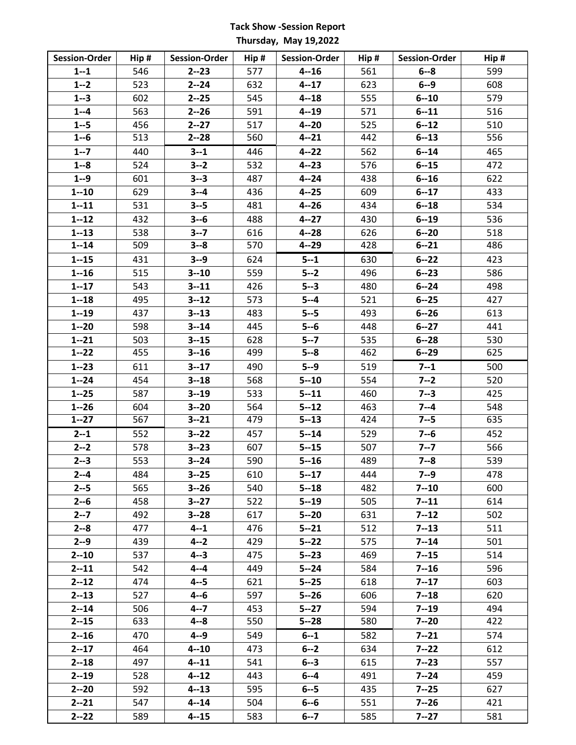**Tack Show -Session Report**

**Thursday, May 19,2022**

| Session-Order | Hip # | Session-Order | Hip # | Session-Order | Hip # | Session-Order | Hip # |
|---|---|---|---|---|---|---|---|
| **1--1** | 546 | **2--23** | 577 | **4--16** | 561 | **6--8** | 599 |
| **1--2** | 523 | **2--24** | 632 | **4--17** | 623 | **6--9** | 608 |
| **1--3** | 602 | **2--25** | 545 | **4--18** | 555 | **6--10** | 579 |
| **1--4** | 563 | **2--26** | 591 | **4--19** | 571 | **6--11** | 516 |
| **1--5** | 456 | **2--27** | 517 | **4--20** | 525 | **6--12** | 510 |
| **1--6** | 513 | **2--28** | 560 | **4--21** | 442 | **6--13** | 556 |
| **1--7** | 440 | **3--1** | 446 | **4--22** | 562 | **6--14** | 465 |
| **1--8** | 524 | **3--2** | 532 | **4--23** | 576 | **6--15** | 472 |
| **1--9** | 601 | **3--3** | 487 | **4--24** | 438 | **6--16** | 622 |
| **1--10** | 629 | **3--4** | 436 | **4--25** | 609 | **6--17** | 433 |
| **1--11** | 531 | **3--5** | 481 | **4--26** | 434 | **6--18** | 534 |
| **1--12** | 432 | **3--6** | 488 | **4--27** | 430 | **6--19** | 536 |
| **1--13** | 538 | **3--7** | 616 | **4--28** | 626 | **6--20** | 518 |
| **1--14** | 509 | **3--8** | 570 | **4--29** | 428 | **6--21** | 486 |
| **1--15** | 431 | **3--9** | 624 | **5--1** | 630 | **6--22** | 423 |
| **1--16** | 515 | **3--10** | 559 | **5--2** | 496 | **6--23** | 586 |
| **1--17** | 543 | **3--11** | 426 | **5--3** | 480 | **6--24** | 498 |
| **1--18** | 495 | **3--12** | 573 | **5--4** | 521 | **6--25** | 427 |
| **1--19** | 437 | **3--13** | 483 | **5--5** | 493 | **6--26** | 613 |
| **1--20** | 598 | **3--14** | 445 | **5--6** | 448 | **6--27** | 441 |
| **1--21** | 503 | **3--15** | 628 | **5--7** | 535 | **6--28** | 530 |
| **1--22** | 455 | **3--16** | 499 | **5--8** | 462 | **6--29** | 625 |
| **1--23** | 611 | **3--17** | 490 | **5--9** | 519 | **7--1** | 500 |
| **1--24** | 454 | **3--18** | 568 | **5--10** | 554 | **7--2** | 520 |
| **1--25** | 587 | **3--19** | 533 | **5--11** | 460 | **7--3** | 425 |
| **1--26** | 604 | **3--20** | 564 | **5--12** | 463 | **7--4** | 548 |
| **1--27** | 567 | **3--21** | 479 | **5--13** | 424 | **7--5** | 635 |
| **2--1** | 552 | **3--22** | 457 | **5--14** | 529 | **7--6** | 452 |
| **2--2** | 578 | **3--23** | 607 | **5--15** | 507 | **7--7** | 566 |
| **2--3** | 553 | **3--24** | 590 | **5--16** | 489 | **7--8** | 539 |
| **2--4** | 484 | **3--25** | 610 | **5--17** | 444 | **7--9** | 478 |
| **2--5** | 565 | **3--26** | 540 | **5--18** | 482 | **7--10** | 600 |
| **2--6** | 458 | **3--27** | 522 | **5--19** | 505 | **7--11** | 614 |
| **2--7** | 492 | **3--28** | 617 | **5--20** | 631 | **7--12** | 502 |
| **2--8** | 477 | **4--1** | 476 | **5--21** | 512 | **7--13** | 511 |
| **2--9** | 439 | **4--2** | 429 | **5--22** | 575 | **7--14** | 501 |
| **2--10** | 537 | **4--3** | 475 | **5--23** | 469 | **7--15** | 514 |
| **2--11** | 542 | **4--4** | 449 | **5--24** | 584 | **7--16** | 596 |
| **2--12** | 474 | **4--5** | 621 | **5--25** | 618 | **7--17** | 603 |
| **2--13** | 527 | **4--6** | 597 | **5--26** | 606 | **7--18** | 620 |
| **2--14** | 506 | **4--7** | 453 | **5--27** | 594 | **7--19** | 494 |
| **2--15** | 633 | **4--8** | 550 | **5--28** | 580 | **7--20** | 422 |
| **2--16** | 470 | **4--9** | 549 | **6--1** | 582 | **7--21** | 574 |
| **2--17** | 464 | **4--10** | 473 | **6--2** | 634 | **7--22** | 612 |
| **2--18** | 497 | **4--11** | 541 | **6--3** | 615 | **7--23** | 557 |
| **2--19** | 528 | **4--12** | 443 | **6--4** | 491 | **7--24** | 459 |
| **2--20** | 592 | **4--13** | 595 | **6--5** | 435 | **7--25** | 627 |
| **2--21** | 547 | **4--14** | 504 | **6--6** | 551 | **7--26** | 421 |
| **2--22** | 589 | **4--15** | 583 | **6--7** | 585 | **7--27** | 581 |